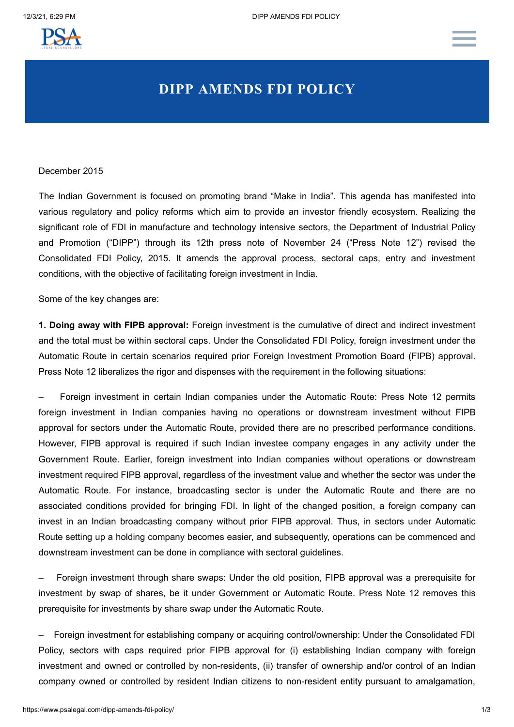# DIPP AMENDS FDI POLICY

December 2015

The Indian Government is focused on promoting brand "Make in India". This agenda has manifested into various regulatory and policy reforms which aim to provide an investor friendly ecosystem. Realizing the significant role of FDI in manufacture and technology intensive sectors, the Department of Industrial Policy and Promotion ("DIPP") through its 12th press note of November 24 ("Press Note 12") revised the Consolidated FDI Policy, 2015. It amends the approval process, sectoral caps, entry and investment conditions, with the objective of facilitating foreign investment in India.

Some of the key changes are:

**1. Doing away with FIPB approval:** Foreign investment is the cumulative of direct and indirect investment and the total must be within sectoral caps. Under the Consolidated FDI Policy, foreign investment under the Automatic Route in certain scenarios required prior Foreign Investment Promotion Board (FIPB) approval. Press Note 12 liberalizes the rigor and dispenses with the requirement in the following situations:

– Foreign investment in certain Indian companies under the Automatic Route: Press Note 12 permits foreign investment in Indian companies having no operations or downstream investment without FIPB approval for sectors under the Automatic Route, provided there are no prescribed performance conditions. However, FIPB approval is required if such Indian investee company engages in any activity under the Government Route. Earlier, foreign investment into Indian companies without operations or downstream investment required FIPB approval, regardless of the investment value and whether the sector was under the Automatic Route. For instance, broadcasting sector is under the Automatic Route and there are no associated conditions provided for bringing FDI. In light of the changed position, a foreign company can invest in an Indian broadcasting company without prior FIPB approval. Thus, in sectors under Automatic Route setting up a holding company becomes easier, and subsequently, operations can be commenced and downstream investment can be done in compliance with sectoral guidelines.

– Foreign investment through share swaps: Under the old position, FIPB approval was a prerequisite for investment by swap of shares, be it under Government or Automatic Route. Press Note 12 removes this prerequisite for investments by share swap under the Automatic Route.

– Foreign investment for establishing company or acquiring control/ownership: Under the Consolidated FDI Policy, sectors with caps required prior FIPB approval for (i) establishing Indian company with foreign investment and owned or controlled by non-residents, (ii) transfer of ownership and/or control of an Indian company owned or controlled by resident Indian citizens to non-resident entity pursuant to amalgamation,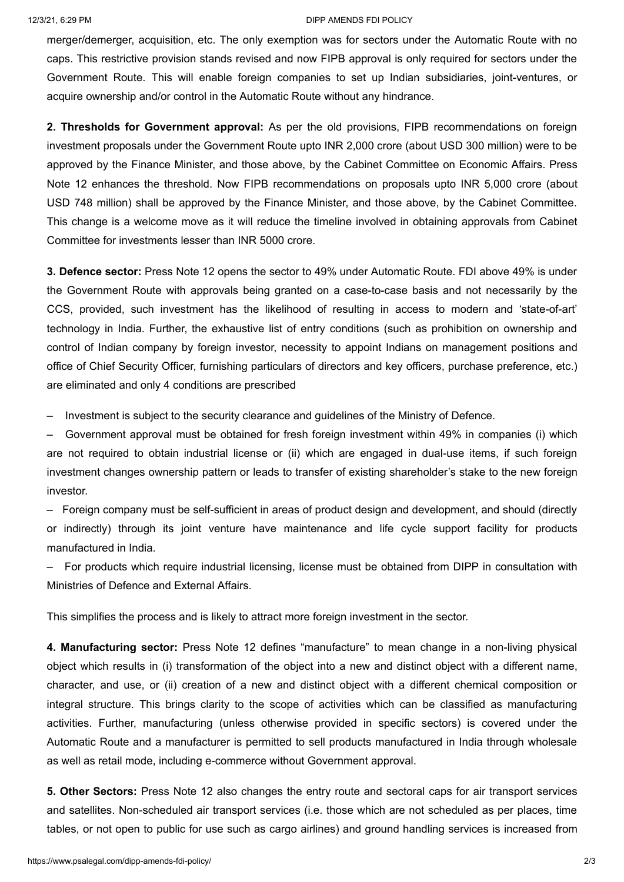merger/demerger, acquisition, etc. The only exemption was for sectors under the Automatic Route with no caps. This restrictive provision stands revised and now FIPB approval is only required for sectors under the Government Route. This will enable foreign companies to set up Indian subsidiaries, joint-ventures, or acquire ownership and/or control in the Automatic Route without any hindrance.

**2. Thresholds for Government approval:** As per the old provisions, FIPB recommendations on foreign investment proposals under the Government Route upto INR 2,000 crore (about USD 300 million) were to be approved by the Finance Minister, and those above, by the Cabinet Committee on Economic Affairs. Press Note 12 enhances the threshold. Now FIPB recommendations on proposals upto INR 5,000 crore (about USD 748 million) shall be approved by the Finance Minister, and those above, by the Cabinet Committee. This change is a welcome move as it will reduce the timeline involved in obtaining approvals from Cabinet Committee for investments lesser than INR 5000 crore.

**3. Defence sector:** Press Note 12 opens the sector to 49% under Automatic Route. FDI above 49% is under the Government Route with approvals being granted on a case-to-case basis and not necessarily by the CCS, provided, such investment has the likelihood of resulting in access to modern and 'state-of-art' technology in India. Further, the exhaustive list of entry conditions (such as prohibition on ownership and control of Indian company by foreign investor, necessity to appoint Indians on management positions and office of Chief Security Officer, furnishing particulars of directors and key officers, purchase preference, etc.) are eliminated and only 4 conditions are prescribed

– Investment is subject to the security clearance and guidelines of the Ministry of Defence.

– Government approval must be obtained for fresh foreign investment within 49% in companies (i) which are not required to obtain industrial license or (ii) which are engaged in dual-use items, if such foreign investment changes ownership pattern or leads to transfer of existing shareholder's stake to the new foreign investor.

– Foreign company must be self-sufficient in areas of product design and development, and should (directly or indirectly) through its joint venture have maintenance and life cycle support facility for products manufactured in India.

– For products which require industrial licensing, license must be obtained from DIPP in consultation with Ministries of Defence and External Affairs.

This simplifies the process and is likely to attract more foreign investment in the sector.

**4. Manufacturing sector:** Press Note 12 defines "manufacture" to mean change in a non-living physical object which results in (i) transformation of the object into a new and distinct object with a different name, character, and use, or (ii) creation of a new and distinct object with a different chemical composition or integral structure. This brings clarity to the scope of activities which can be classified as manufacturing activities. Further, manufacturing (unless otherwise provided in specific sectors) is covered under the Automatic Route and a manufacturer is permitted to sell products manufactured in India through wholesale as well as retail mode, including e-commerce without Government approval.

**5. Other Sectors:** Press Note 12 also changes the entry route and sectoral caps for air transport services and satellites. Non-scheduled air transport services (i.e. those which are not scheduled as per places, time tables, or not open to public for use such as cargo airlines) and ground handling services is increased from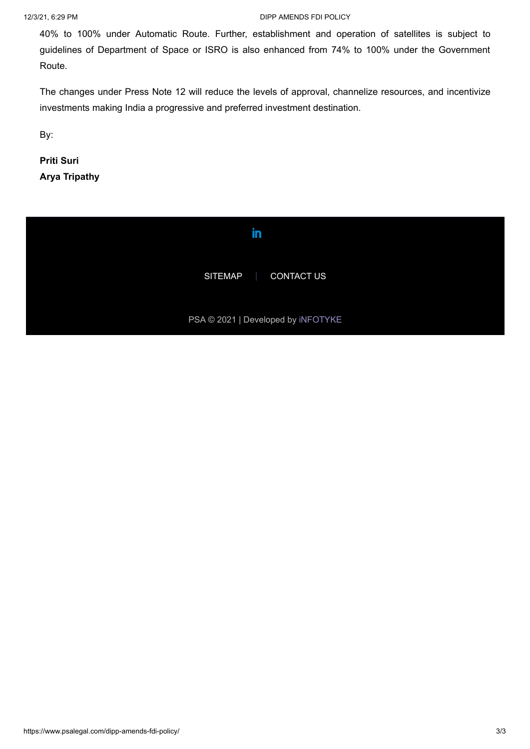40% to 100% under Automatic Route. Further, establishment and operation of satellites is subject to guidelines of Department of Space or ISRO is also enhanced from 74% to 100% under the Government Route.

The changes under Press Note 12 will reduce the levels of approval, channelize resources, and incentivize investments making India a progressive and preferred investment destination.

By:

**Priti Suri**
**Arya Tripathy**

SITEMAP | CONTACT US

PSA © 2021 | Developed by iNFOTYKE